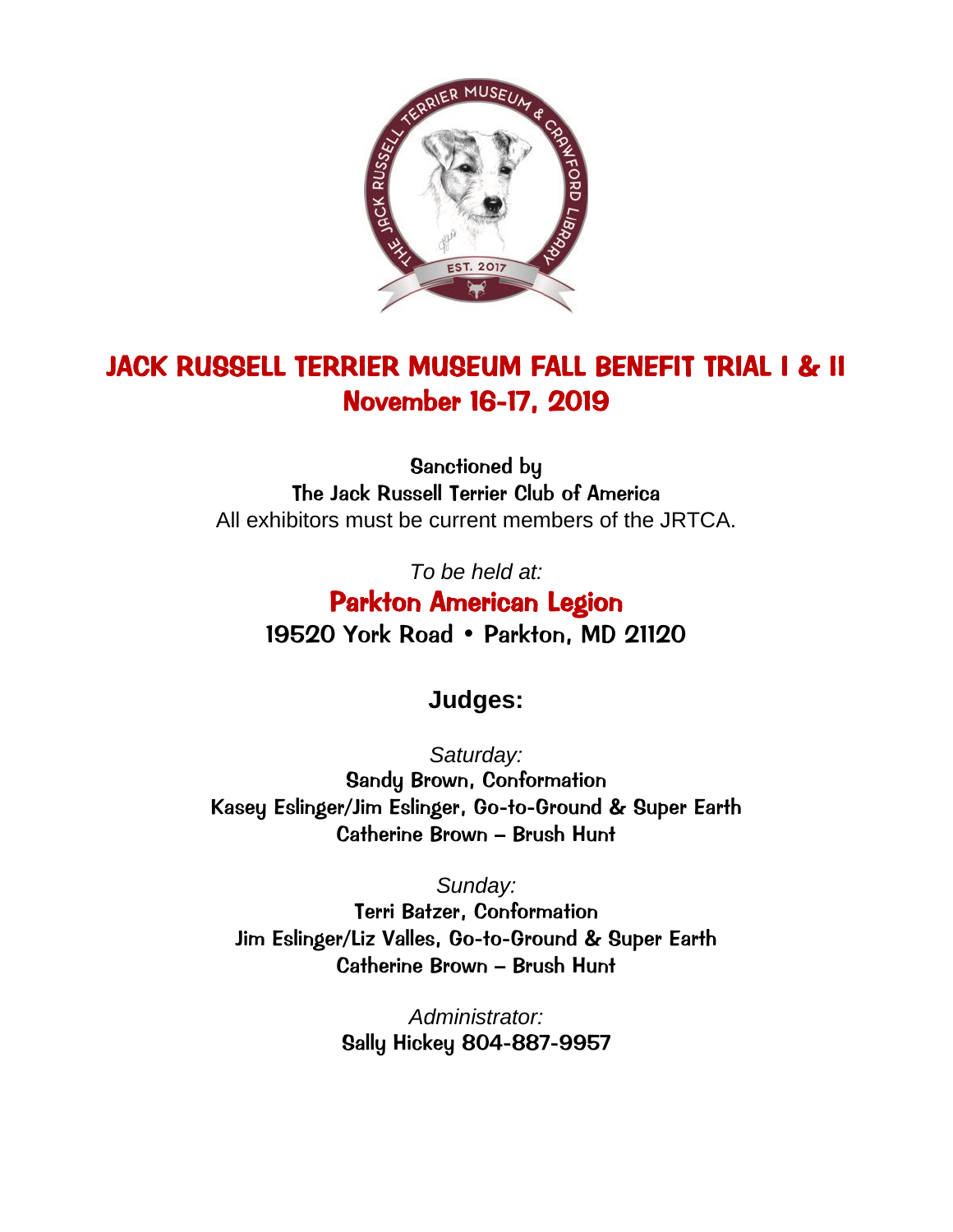# JACK RUSSELL TERRIER MUSEUM FALL BENEFIT TRIAL I & II

## November 16-17, 2019

Sanctioned by
**The Jack Russell Terrier Club of America**
All exhibitors must be current members of the JRTCA.

*To be held at:*

**Parkton American Legion**
**19520 York Road • Parkton, MD 21120**

## Judges:

*Saturday:*
Sandy Brown, Conformation
Kasey Eslinger/Jim Eslinger, Go-to-Ground & Super Earth
Catherine Brown – Brush Hunt

*Sunday:*
Terri Batzer, Conformation
Jim Eslinger/Liz Valles, Go-to-Ground & Super Earth
Catherine Brown – Brush Hunt

*Administrator:*
Sally Hickey 804-887-9957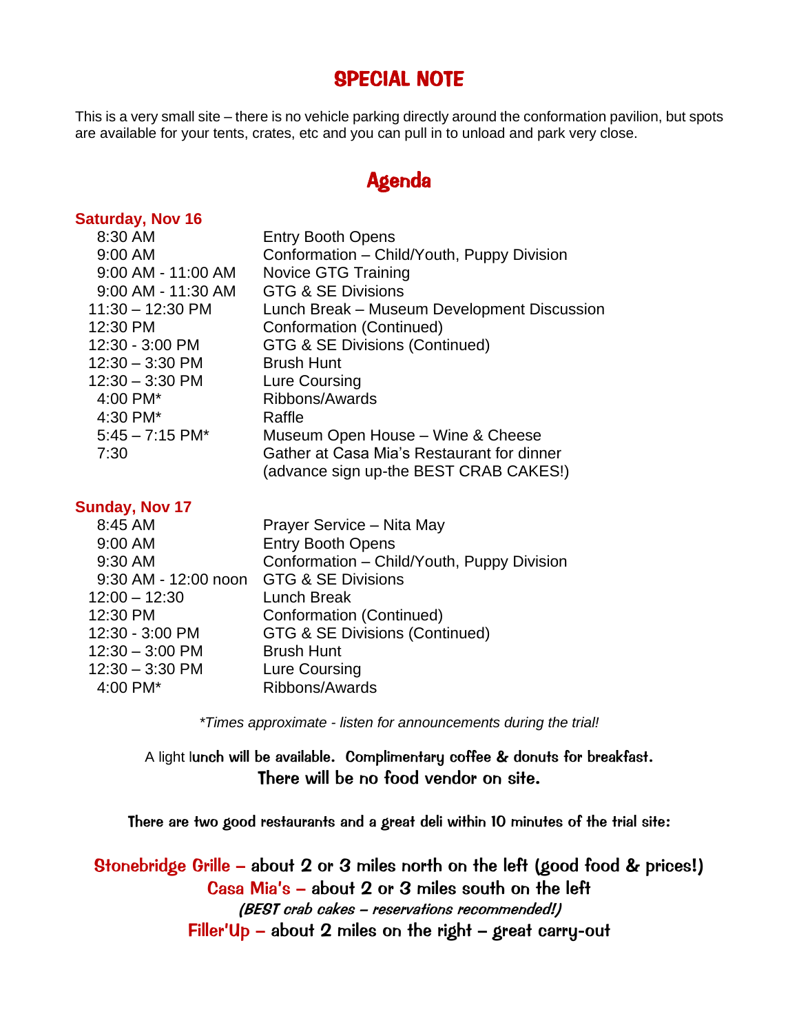# SPECIAL NOTE

This is a very small site – there is no vehicle parking directly around the conformation pavilion, but spots are available for your tents, crates, etc and you can pull in to unload and park very close.

# Agenda

**Saturday, Nov 16**

| | |
|---|---|
| 8:30 AM | Entry Booth Opens |
| 9:00 AM | Conformation – Child/Youth, Puppy Division |
| 9:00 AM - 11:00 AM | Novice GTG Training |
| 9:00 AM - 11:30 AM | GTG & SE Divisions |
| 11:30 – 12:30 PM | Lunch Break – Museum Development Discussion |
| 12:30 PM | Conformation (Continued) |
| 12:30 - 3:00 PM | GTG & SE Divisions (Continued) |
| 12:30 – 3:30 PM | Brush Hunt |
| 12:30 – 3:30 PM | Lure Coursing |
| 4:00 PM* | Ribbons/Awards |
| 4:30 PM* | Raffle |
| 5:45 – 7:15 PM* | Museum Open House – Wine & Cheese |
| 7:30 | Gather at Casa Mia's Restaurant for dinner (advance sign up-the BEST CRAB CAKES!) |

**Sunday, Nov 17**

| | |
|---|---|
| 8:45 AM | Prayer Service – Nita May |
| 9:00 AM | Entry Booth Opens |
| 9:30 AM | Conformation – Child/Youth, Puppy Division |
| 9:30 AM - 12:00 noon | GTG & SE Divisions |
| 12:00 – 12:30 | Lunch Break |
| 12:30 PM | Conformation (Continued) |
| 12:30 - 3:00 PM | GTG & SE Divisions (Continued) |
| 12:30 – 3:00 PM | Brush Hunt |
| 12:30 – 3:30 PM | Lure Coursing |
| 4:00 PM* | Ribbons/Awards |

*\*Times approximate - listen for announcements during the trial!*

A light lunch will be available. Complimentary coffee & donuts for breakfast.
**There will be no food vendor on site.**

There are two good restaurants and a great deli within 10 minutes of the trial site:

**Stonebridge Grille** – about 2 or 3 miles north on the left (good food & prices!)
**Casa Mia's** – about 2 or 3 miles south on the left
*(BEST crab cakes – reservations recommended!)*
**Filler'Up** – about 2 miles on the right – great carry-out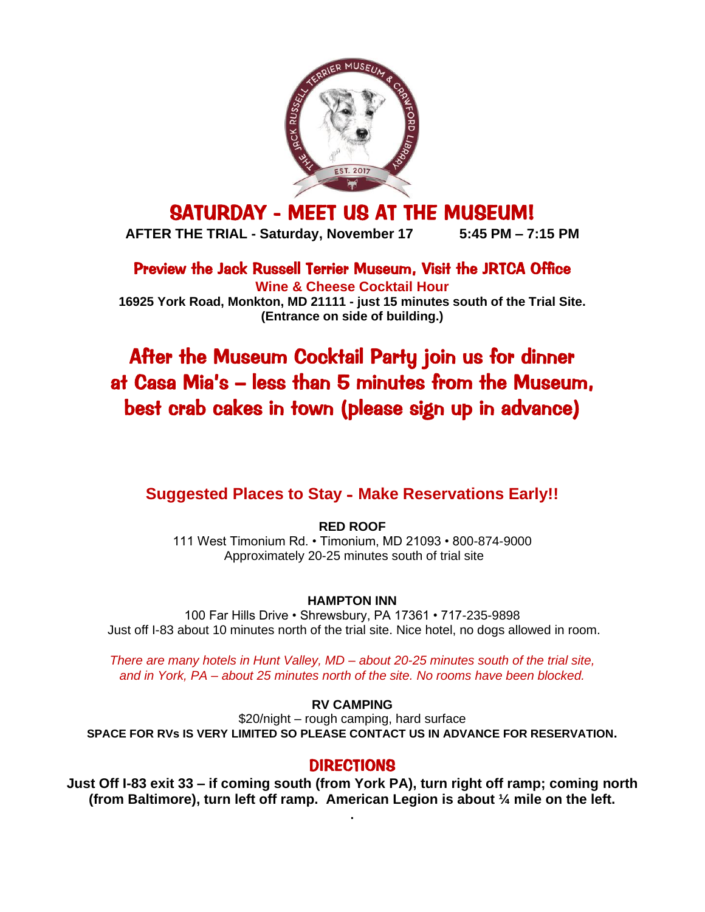# SATURDAY - MEET US AT THE MUSEUM!

**AFTER THE TRIAL - Saturday, November 17 5:45 PM – 7:15 PM**

## Preview the Jack Russell Terrier Museum, Visit the JRTCA Office

**Wine & Cheese Cocktail Hour**

**16925 York Road, Monkton, MD 21111 - just 15 minutes south of the Trial Site. (Entrance on side of building.)**

## After the Museum Cocktail Party join us for dinner at Casa Mia's – less than 5 minutes from the Museum, best crab cakes in town (please sign up in advance)

## Suggested Places to Stay - Make Reservations Early!!

**RED ROOF**

111 West Timonium Rd. • Timonium, MD 21093 • 800-874-9000
Approximately 20-25 minutes south of trial site

**HAMPTON INN**

100 Far Hills Drive • Shrewsbury, PA 17361 • 717-235-9898
Just off I-83 about 10 minutes north of the trial site. Nice hotel, no dogs allowed in room.

*There are many hotels in Hunt Valley, MD – about 20-25 minutes south of the trial site, and in York, PA – about 25 minutes north of the site. No rooms have been blocked.*

**RV CAMPING**

$20/night – rough camping, hard surface

**SPACE FOR RVs IS VERY LIMITED SO PLEASE CONTACT US IN ADVANCE FOR RESERVATION.**

## DIRECTIONS

**Just Off I-83 exit 33 – if coming south (from York PA), turn right off ramp; coming north (from Baltimore), turn left off ramp. American Legion is about ¼ mile on the left.**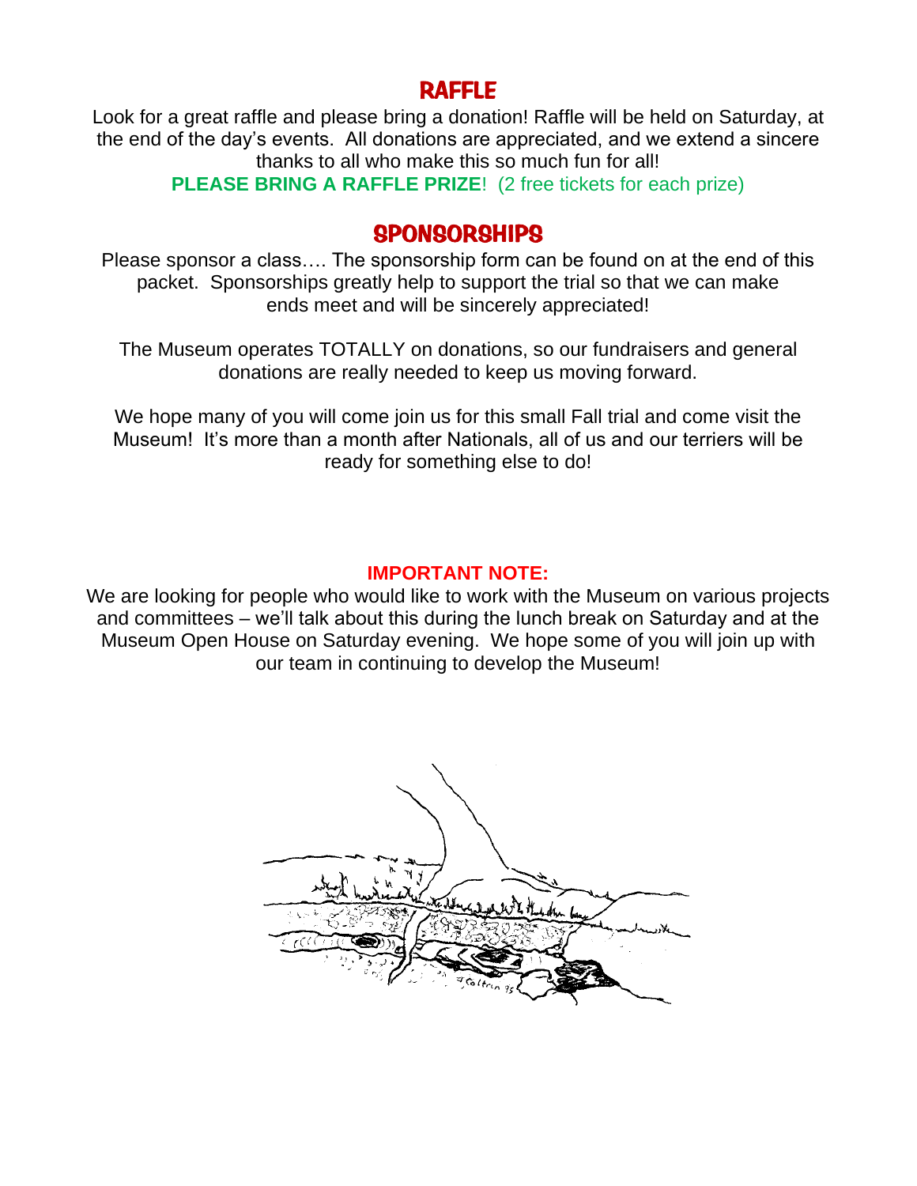## RAFFLE

Look for a great raffle and please bring a donation! Raffle will be held on Saturday, at the end of the day's events. All donations are appreciated, and we extend a sincere thanks to all who make this so much fun for all!

**PLEASE BRING A RAFFLE PRIZE**! (2 free tickets for each prize)

## SPONSORSHIPS

Please sponsor a class…. The sponsorship form can be found on at the end of this packet. Sponsorships greatly help to support the trial so that we can make ends meet and will be sincerely appreciated!

The Museum operates TOTALLY on donations, so our fundraisers and general donations are really needed to keep us moving forward.

We hope many of you will come join us for this small Fall trial and come visit the Museum! It's more than a month after Nationals, all of us and our terriers will be ready for something else to do!

**IMPORTANT NOTE:**

We are looking for people who would like to work with the Museum on various projects and committees – we'll talk about this during the lunch break on Saturday and at the Museum Open House on Saturday evening. We hope some of you will join up with our team in continuing to develop the Museum!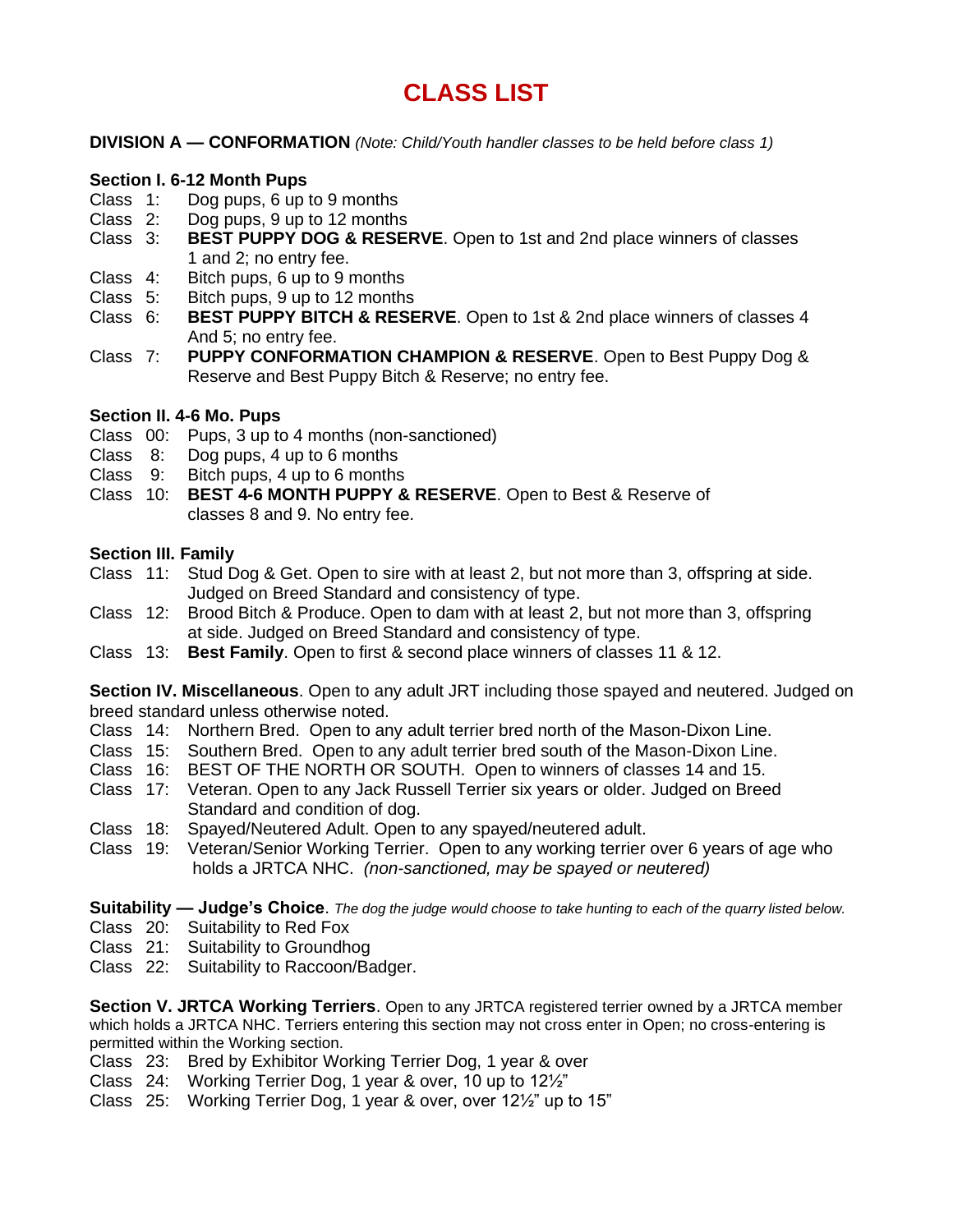# CLASS LIST

**DIVISION A — CONFORMATION** *(Note: Child/Youth handler classes to be held before class 1)*

**Section I. 6-12 Month Pups**

- Class 1: Dog pups, 6 up to 9 months
- Class 2: Dog pups, 9 up to 12 months
- Class 3: **BEST PUPPY DOG & RESERVE**. Open to 1st and 2nd place winners of classes 1 and 2; no entry fee.
- Class 4: Bitch pups, 6 up to 9 months
- Class 5: Bitch pups, 9 up to 12 months
- Class 6: **BEST PUPPY BITCH & RESERVE**. Open to 1st & 2nd place winners of classes 4 And 5; no entry fee.
- Class 7: **PUPPY CONFORMATION CHAMPION & RESERVE**. Open to Best Puppy Dog & Reserve and Best Puppy Bitch & Reserve; no entry fee.

**Section II. 4-6 Mo. Pups**

- Class 00: Pups, 3 up to 4 months (non-sanctioned)
- Class 8: Dog pups, 4 up to 6 months
- Class 9: Bitch pups, 4 up to 6 months
- Class 10: **BEST 4-6 MONTH PUPPY & RESERVE**. Open to Best & Reserve of classes 8 and 9. No entry fee.

**Section III. Family**

- Class 11: Stud Dog & Get. Open to sire with at least 2, but not more than 3, offspring at side. Judged on Breed Standard and consistency of type.
- Class 12: Brood Bitch & Produce. Open to dam with at least 2, but not more than 3, offspring at side. Judged on Breed Standard and consistency of type.
- Class 13: **Best Family**. Open to first & second place winners of classes 11 & 12.

**Section IV. Miscellaneous**. Open to any adult JRT including those spayed and neutered. Judged on breed standard unless otherwise noted.

- Class 14: Northern Bred. Open to any adult terrier bred north of the Mason-Dixon Line.
- Class 15: Southern Bred. Open to any adult terrier bred south of the Mason-Dixon Line.
- Class 16: BEST OF THE NORTH OR SOUTH. Open to winners of classes 14 and 15.
- Class 17: Veteran. Open to any Jack Russell Terrier six years or older. Judged on Breed Standard and condition of dog.
- Class 18: Spayed/Neutered Adult. Open to any spayed/neutered adult.
- Class 19: Veteran/Senior Working Terrier. Open to any working terrier over 6 years of age who holds a JRTCA NHC. *(non-sanctioned, may be spayed or neutered)*

**Suitability — Judge's Choice**. *The dog the judge would choose to take hunting to each of the quarry listed below.*

- Class 20: Suitability to Red Fox
- Class 21: Suitability to Groundhog
- Class 22: Suitability to Raccoon/Badger.

**Section V. JRTCA Working Terriers**. Open to any JRTCA registered terrier owned by a JRTCA member which holds a JRTCA NHC. Terriers entering this section may not cross enter in Open; no cross-entering is permitted within the Working section.

- Class 23: Bred by Exhibitor Working Terrier Dog, 1 year & over
- Class 24: Working Terrier Dog, 1 year & over, 10 up to 12½"
- Class 25: Working Terrier Dog, 1 year & over, over 12½" up to 15"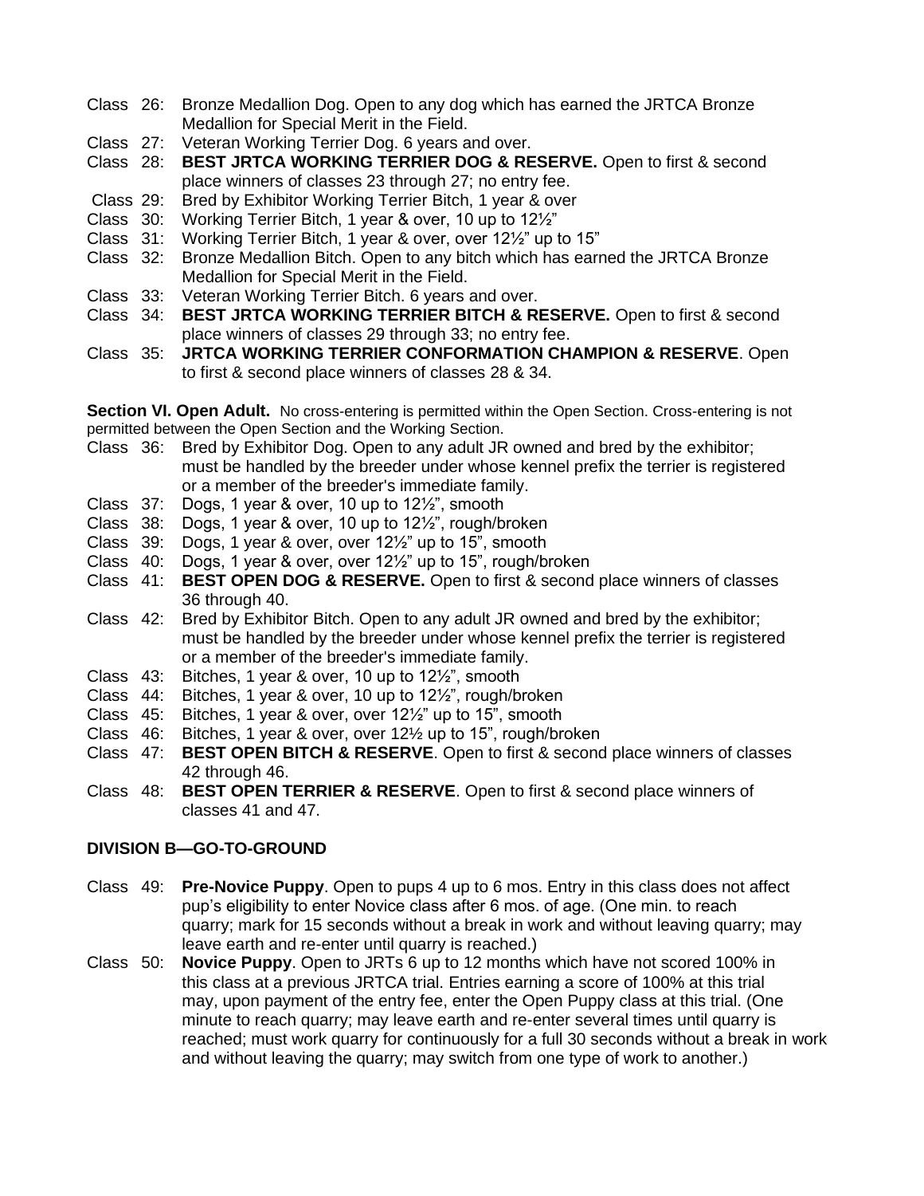Class 26: Bronze Medallion Dog. Open to any dog which has earned the JRTCA Bronze Medallion for Special Merit in the Field.
Class 27: Veteran Working Terrier Dog. 6 years and over.
Class 28: **BEST JRTCA WORKING TERRIER DOG & RESERVE.** Open to first & second place winners of classes 23 through 27; no entry fee.
Class 29: Bred by Exhibitor Working Terrier Bitch, 1 year & over
Class 30: Working Terrier Bitch, 1 year & over, 10 up to 12½"
Class 31: Working Terrier Bitch, 1 year & over, over 12½" up to 15"
Class 32: Bronze Medallion Bitch. Open to any bitch which has earned the JRTCA Bronze Medallion for Special Merit in the Field.
Class 33: Veteran Working Terrier Bitch. 6 years and over.
Class 34: **BEST JRTCA WORKING TERRIER BITCH & RESERVE.** Open to first & second place winners of classes 29 through 33; no entry fee.
Class 35: **JRTCA WORKING TERRIER CONFORMATION CHAMPION & RESERVE**. Open to first & second place winners of classes 28 & 34.

**Section VI. Open Adult.** No cross-entering is permitted within the Open Section. Cross-entering is not permitted between the Open Section and the Working Section.

Class 36: Bred by Exhibitor Dog. Open to any adult JR owned and bred by the exhibitor; must be handled by the breeder under whose kennel prefix the terrier is registered or a member of the breeder's immediate family.
Class 37: Dogs, 1 year & over, 10 up to 12½", smooth
Class 38: Dogs, 1 year & over, 10 up to 12½", rough/broken
Class 39: Dogs, 1 year & over, over 12½" up to 15", smooth
Class 40: Dogs, 1 year & over, over 12½" up to 15", rough/broken
Class 41: **BEST OPEN DOG & RESERVE.** Open to first & second place winners of classes 36 through 40.
Class 42: Bred by Exhibitor Bitch. Open to any adult JR owned and bred by the exhibitor; must be handled by the breeder under whose kennel prefix the terrier is registered or a member of the breeder's immediate family.
Class 43: Bitches, 1 year & over, 10 up to 12½", smooth
Class 44: Bitches, 1 year & over, 10 up to 12½", rough/broken
Class 45: Bitches, 1 year & over, over 12½" up to 15", smooth
Class 46: Bitches, 1 year & over, over 12½ up to 15", rough/broken
Class 47: **BEST OPEN BITCH & RESERVE**. Open to first & second place winners of classes 42 through 46.
Class 48: **BEST OPEN TERRIER & RESERVE**. Open to first & second place winners of classes 41 and 47.

## DIVISION B—GO-TO-GROUND

Class 49: **Pre-Novice Puppy**. Open to pups 4 up to 6 mos. Entry in this class does not affect pup's eligibility to enter Novice class after 6 mos. of age. (One min. to reach quarry; mark for 15 seconds without a break in work and without leaving quarry; may leave earth and re-enter until quarry is reached.)
Class 50: **Novice Puppy**. Open to JRTs 6 up to 12 months which have not scored 100% in this class at a previous JRTCA trial. Entries earning a score of 100% at this trial may, upon payment of the entry fee, enter the Open Puppy class at this trial. (One minute to reach quarry; may leave earth and re-enter several times until quarry is reached; must work quarry for continuously for a full 30 seconds without a break in work and without leaving the quarry; may switch from one type of work to another.)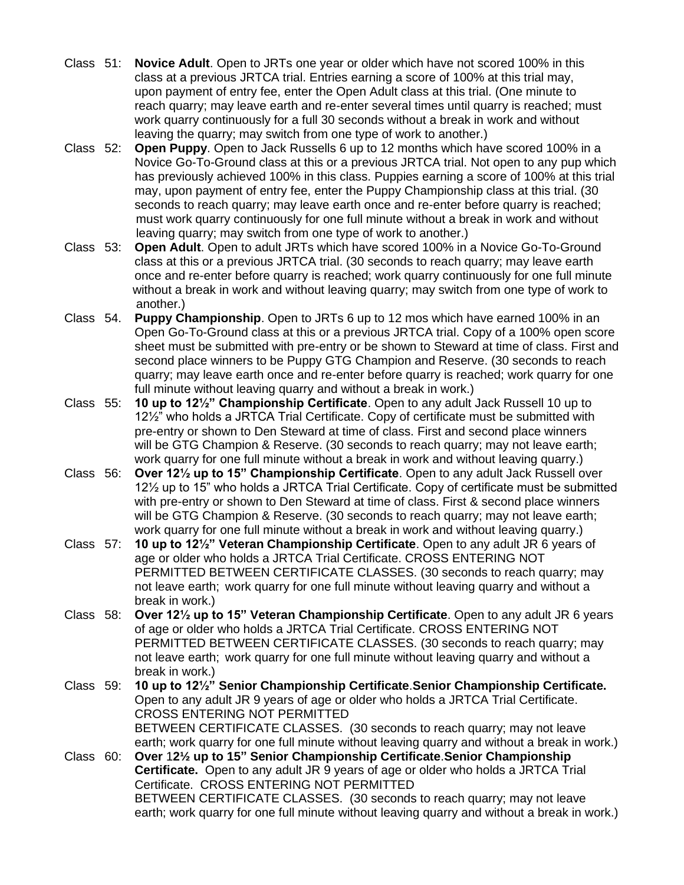Class 51: **Novice Adult**. Open to JRTs one year or older which have not scored 100% in this class at a previous JRTCA trial. Entries earning a score of 100% at this trial may, upon payment of entry fee, enter the Open Adult class at this trial. (One minute to reach quarry; may leave earth and re-enter several times until quarry is reached; must work quarry continuously for a full 30 seconds without a break in work and without leaving the quarry; may switch from one type of work to another.)

Class 52: **Open Puppy**. Open to Jack Russells 6 up to 12 months which have scored 100% in a Novice Go-To-Ground class at this or a previous JRTCA trial. Not open to any pup which has previously achieved 100% in this class. Puppies earning a score of 100% at this trial may, upon payment of entry fee, enter the Puppy Championship class at this trial. (30 seconds to reach quarry; may leave earth once and re-enter before quarry is reached; must work quarry continuously for one full minute without a break in work and without leaving quarry; may switch from one type of work to another.)

Class 53: **Open Adult**. Open to adult JRTs which have scored 100% in a Novice Go-To-Ground class at this or a previous JRTCA trial. (30 seconds to reach quarry; may leave earth once and re-enter before quarry is reached; work quarry continuously for one full minute without a break in work and without leaving quarry; may switch from one type of work to another.)

Class 54. **Puppy Championship**. Open to JRTs 6 up to 12 mos which have earned 100% in an Open Go-To-Ground class at this or a previous JRTCA trial. Copy of a 100% open score sheet must be submitted with pre-entry or be shown to Steward at time of class. First and second place winners to be Puppy GTG Champion and Reserve. (30 seconds to reach quarry; may leave earth once and re-enter before quarry is reached; work quarry for one full minute without leaving quarry and without a break in work.)

Class 55: **10 up to 12½" Championship Certificate**. Open to any adult Jack Russell 10 up to 12½" who holds a JRTCA Trial Certificate. Copy of certificate must be submitted with pre-entry or shown to Den Steward at time of class. First and second place winners will be GTG Champion & Reserve. (30 seconds to reach quarry; may not leave earth; work quarry for one full minute without a break in work and without leaving quarry.)

Class 56: **Over 12½ up to 15" Championship Certificate**. Open to any adult Jack Russell over 12½ up to 15" who holds a JRTCA Trial Certificate. Copy of certificate must be submitted with pre-entry or shown to Den Steward at time of class. First & second place winners will be GTG Champion & Reserve. (30 seconds to reach quarry; may not leave earth; work quarry for one full minute without a break in work and without leaving quarry.)

Class 57: **10 up to 12½" Veteran Championship Certificate**. Open to any adult JR 6 years of age or older who holds a JRTCA Trial Certificate. CROSS ENTERING NOT PERMITTED BETWEEN CERTIFICATE CLASSES. (30 seconds to reach quarry; may not leave earth; work quarry for one full minute without leaving quarry and without a break in work.)

Class 58: **Over 12½ up to 15" Veteran Championship Certificate**. Open to any adult JR 6 years of age or older who holds a JRTCA Trial Certificate. CROSS ENTERING NOT PERMITTED BETWEEN CERTIFICATE CLASSES. (30 seconds to reach quarry; may not leave earth; work quarry for one full minute without leaving quarry and without a break in work.)

Class 59: **10 up to 12½" Senior Championship Certificate**.**Senior Championship Certificate.** Open to any adult JR 9 years of age or older who holds a JRTCA Trial Certificate. CROSS ENTERING NOT PERMITTED BETWEEN CERTIFICATE CLASSES. (30 seconds to reach quarry; may not leave earth; work quarry for one full minute without leaving quarry and without a break in work.)

Class 60: **Over 12½ up to 15" Senior Championship Certificate**.**Senior Championship Certificate.** Open to any adult JR 9 years of age or older who holds a JRTCA Trial Certificate. CROSS ENTERING NOT PERMITTED BETWEEN CERTIFICATE CLASSES. (30 seconds to reach quarry; may not leave earth; work quarry for one full minute without leaving quarry and without a break in work.)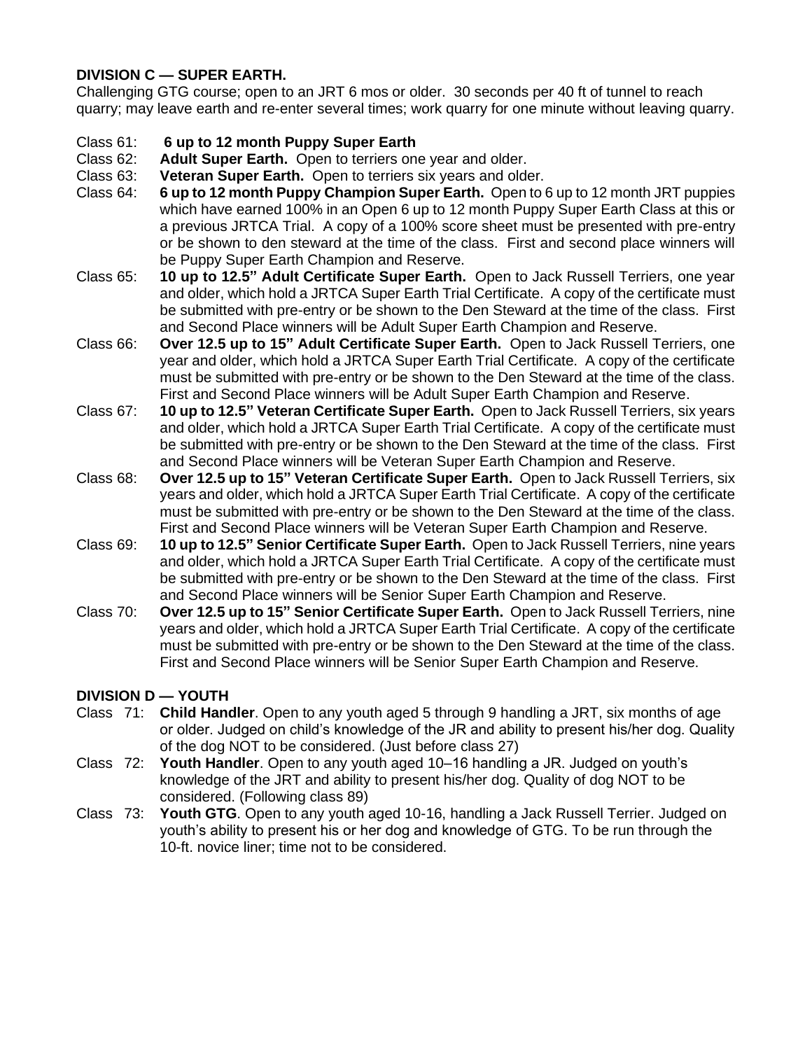**DIVISION C — SUPER EARTH.**

Challenging GTG course; open to an JRT 6 mos or older. 30 seconds per 40 ft of tunnel to reach quarry; may leave earth and re-enter several times; work quarry for one minute without leaving quarry.

- Class 61: **6 up to 12 month Puppy Super Earth**
- Class 62: **Adult Super Earth.** Open to terriers one year and older.
- Class 63: **Veteran Super Earth.** Open to terriers six years and older.
- Class 64: **6 up to 12 month Puppy Champion Super Earth.** Open to 6 up to 12 month JRT puppies which have earned 100% in an Open 6 up to 12 month Puppy Super Earth Class at this or a previous JRTCA Trial. A copy of a 100% score sheet must be presented with pre-entry or be shown to den steward at the time of the class. First and second place winners will be Puppy Super Earth Champion and Reserve.
- Class 65: **10 up to 12.5" Adult Certificate Super Earth.** Open to Jack Russell Terriers, one year and older, which hold a JRTCA Super Earth Trial Certificate. A copy of the certificate must be submitted with pre-entry or be shown to the Den Steward at the time of the class. First and Second Place winners will be Adult Super Earth Champion and Reserve.
- Class 66: **Over 12.5 up to 15" Adult Certificate Super Earth.** Open to Jack Russell Terriers, one year and older, which hold a JRTCA Super Earth Trial Certificate. A copy of the certificate must be submitted with pre-entry or be shown to the Den Steward at the time of the class. First and Second Place winners will be Adult Super Earth Champion and Reserve.
- Class 67: **10 up to 12.5" Veteran Certificate Super Earth.** Open to Jack Russell Terriers, six years and older, which hold a JRTCA Super Earth Trial Certificate. A copy of the certificate must be submitted with pre-entry or be shown to the Den Steward at the time of the class. First and Second Place winners will be Veteran Super Earth Champion and Reserve.
- Class 68: **Over 12.5 up to 15" Veteran Certificate Super Earth.** Open to Jack Russell Terriers, six years and older, which hold a JRTCA Super Earth Trial Certificate. A copy of the certificate must be submitted with pre-entry or be shown to the Den Steward at the time of the class. First and Second Place winners will be Veteran Super Earth Champion and Reserve.
- Class 69: **10 up to 12.5" Senior Certificate Super Earth.** Open to Jack Russell Terriers, nine years and older, which hold a JRTCA Super Earth Trial Certificate. A copy of the certificate must be submitted with pre-entry or be shown to the Den Steward at the time of the class. First and Second Place winners will be Senior Super Earth Champion and Reserve.
- Class 70: **Over 12.5 up to 15" Senior Certificate Super Earth.** Open to Jack Russell Terriers, nine years and older, which hold a JRTCA Super Earth Trial Certificate. A copy of the certificate must be submitted with pre-entry or be shown to the Den Steward at the time of the class. First and Second Place winners will be Senior Super Earth Champion and Reserve.

**DIVISION D — YOUTH**

- Class 71: **Child Handler**. Open to any youth aged 5 through 9 handling a JRT, six months of age or older. Judged on child's knowledge of the JR and ability to present his/her dog. Quality of the dog NOT to be considered. (Just before class 27)
- Class 72: **Youth Handler**. Open to any youth aged 10–16 handling a JR. Judged on youth's knowledge of the JRT and ability to present his/her dog. Quality of dog NOT to be considered. (Following class 89)
- Class 73: **Youth GTG**. Open to any youth aged 10-16, handling a Jack Russell Terrier. Judged on youth's ability to present his or her dog and knowledge of GTG. To be run through the 10-ft. novice liner; time not to be considered.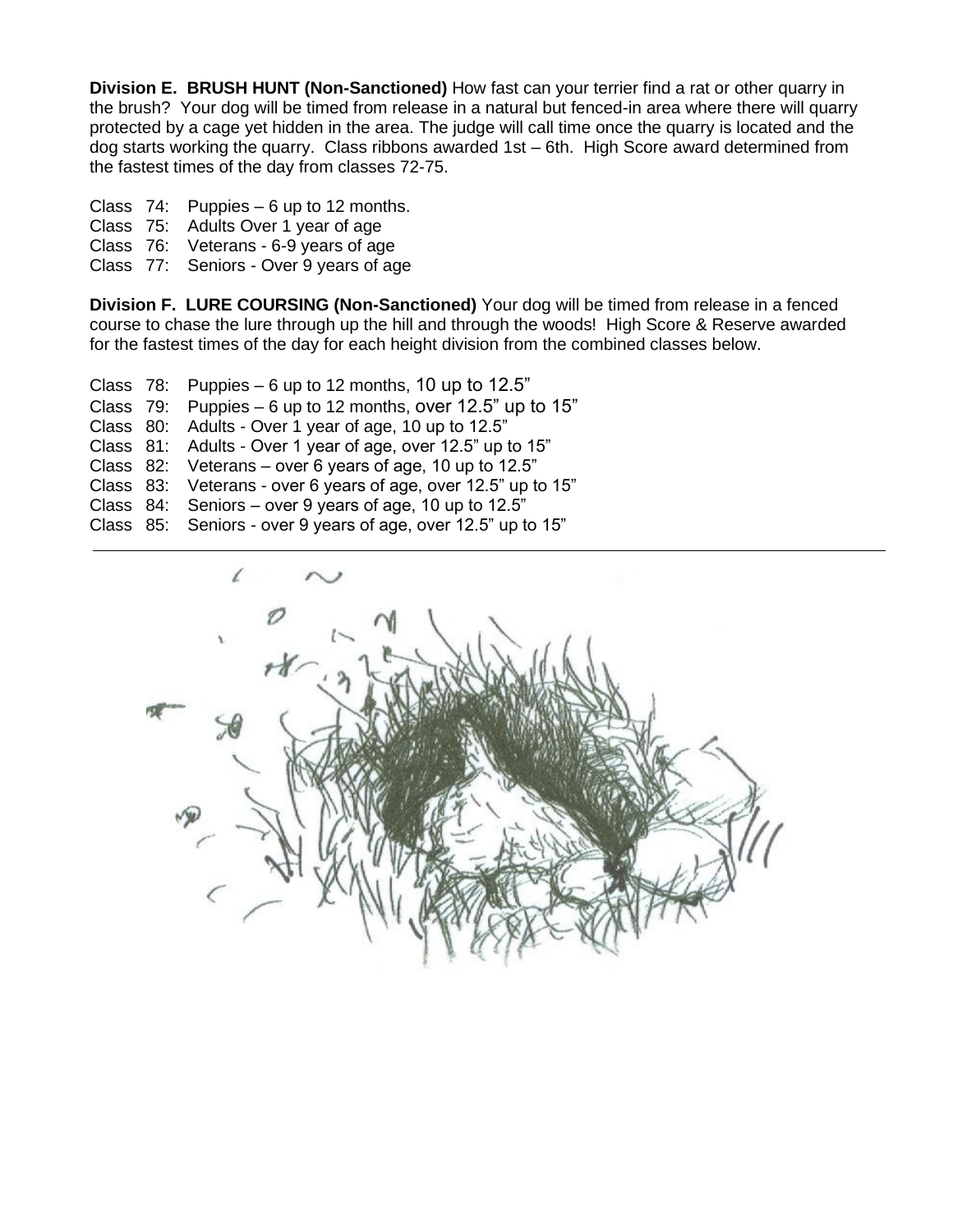**Division E. BRUSH HUNT (Non-Sanctioned)** How fast can your terrier find a rat or other quarry in the brush? Your dog will be timed from release in a natural but fenced-in area where there will quarry protected by a cage yet hidden in the area. The judge will call time once the quarry is located and the dog starts working the quarry. Class ribbons awarded 1st – 6th. High Score award determined from the fastest times of the day from classes 72-75.

Class 74: Puppies – 6 up to 12 months.
Class 75: Adults Over 1 year of age
Class 76: Veterans - 6-9 years of age
Class 77: Seniors - Over 9 years of age

**Division F. LURE COURSING (Non-Sanctioned)** Your dog will be timed from release in a fenced course to chase the lure through up the hill and through the woods! High Score & Reserve awarded for the fastest times of the day for each height division from the combined classes below.

Class 78: Puppies – 6 up to 12 months, 10 up to 12.5"
Class 79: Puppies – 6 up to 12 months, over 12.5" up to 15"
Class 80: Adults - Over 1 year of age, 10 up to 12.5"
Class 81: Adults - Over 1 year of age, over 12.5" up to 15"
Class 82: Veterans – over 6 years of age, 10 up to 12.5"
Class 83: Veterans - over 6 years of age, over 12.5" up to 15"
Class 84: Seniors – over 9 years of age, 10 up to 12.5"
Class 85: Seniors - over 9 years of age, over 12.5" up to 15"

---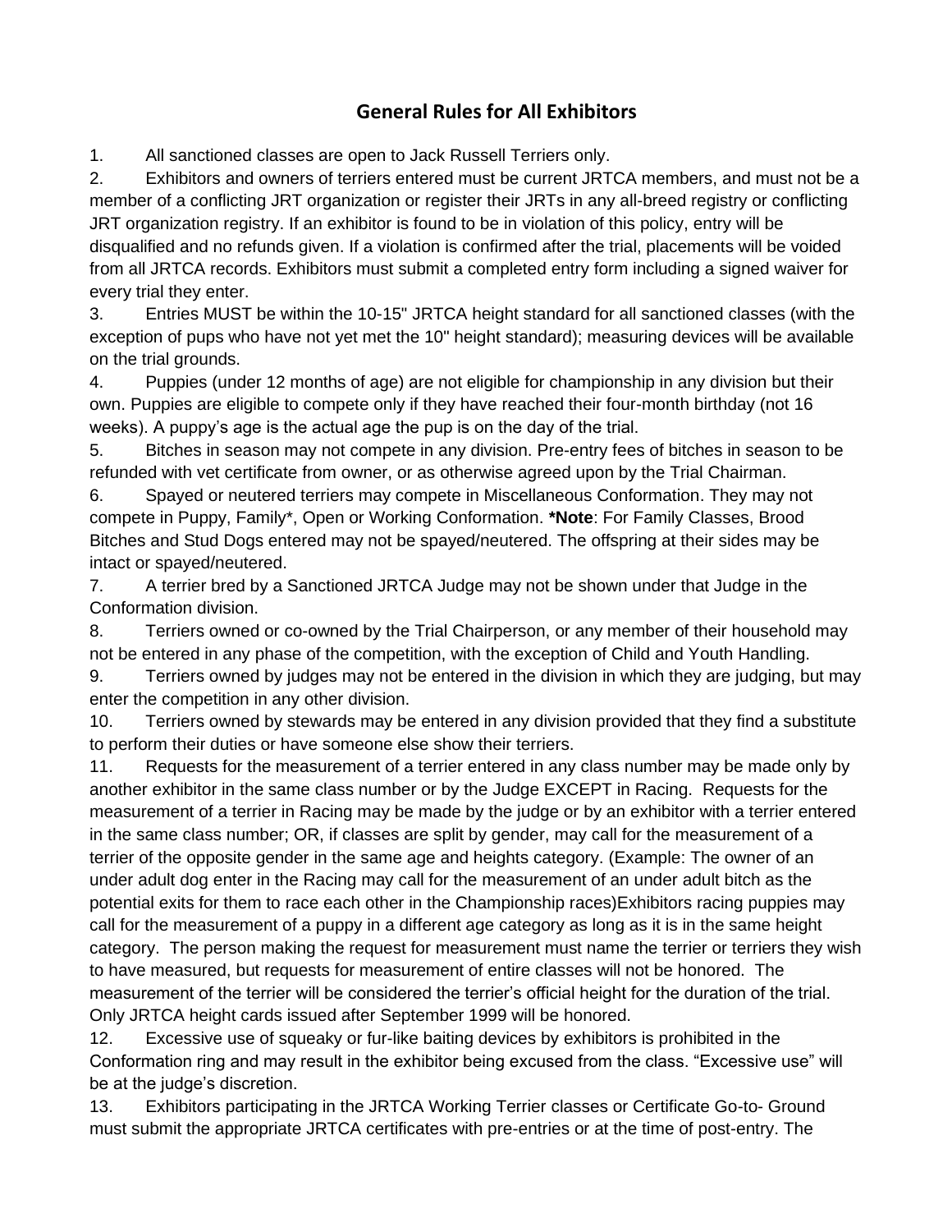## General Rules for All Exhibitors

1. All sanctioned classes are open to Jack Russell Terriers only.
2. Exhibitors and owners of terriers entered must be current JRTCA members, and must not be a member of a conflicting JRT organization or register their JRTs in any all-breed registry or conflicting JRT organization registry. If an exhibitor is found to be in violation of this policy, entry will be disqualified and no refunds given. If a violation is confirmed after the trial, placements will be voided from all JRTCA records. Exhibitors must submit a completed entry form including a signed waiver for every trial they enter.
3. Entries MUST be within the 10-15" JRTCA height standard for all sanctioned classes (with the exception of pups who have not yet met the 10" height standard); measuring devices will be available on the trial grounds.
4. Puppies (under 12 months of age) are not eligible for championship in any division but their own. Puppies are eligible to compete only if they have reached their four-month birthday (not 16 weeks). A puppy's age is the actual age the pup is on the day of the trial.
5. Bitches in season may not compete in any division. Pre-entry fees of bitches in season to be refunded with vet certificate from owner, or as otherwise agreed upon by the Trial Chairman.
6. Spayed or neutered terriers may compete in Miscellaneous Conformation. They may not compete in Puppy, Family*, Open or Working Conformation. ***Note**: For Family Classes, Brood Bitches and Stud Dogs entered may not be spayed/neutered. The offspring at their sides may be intact or spayed/neutered.
7. A terrier bred by a Sanctioned JRTCA Judge may not be shown under that Judge in the Conformation division.
8. Terriers owned or co-owned by the Trial Chairperson, or any member of their household may not be entered in any phase of the competition, with the exception of Child and Youth Handling.
9. Terriers owned by judges may not be entered in the division in which they are judging, but may enter the competition in any other division.
10. Terriers owned by stewards may be entered in any division provided that they find a substitute to perform their duties or have someone else show their terriers.
11. Requests for the measurement of a terrier entered in any class number may be made only by another exhibitor in the same class number or by the Judge EXCEPT in Racing. Requests for the measurement of a terrier in Racing may be made by the judge or by an exhibitor with a terrier entered in the same class number; OR, if classes are split by gender, may call for the measurement of a terrier of the opposite gender in the same age and heights category. (Example: The owner of an under adult dog enter in the Racing may call for the measurement of an under adult bitch as the potential exits for them to race each other in the Championship races)Exhibitors racing puppies may call for the measurement of a puppy in a different age category as long as it is in the same height category. The person making the request for measurement must name the terrier or terriers they wish to have measured, but requests for measurement of entire classes will not be honored. The measurement of the terrier will be considered the terrier's official height for the duration of the trial. Only JRTCA height cards issued after September 1999 will be honored.
12. Excessive use of squeaky or fur-like baiting devices by exhibitors is prohibited in the Conformation ring and may result in the exhibitor being excused from the class. "Excessive use" will be at the judge's discretion.
13. Exhibitors participating in the JRTCA Working Terrier classes or Certificate Go-to- Ground must submit the appropriate JRTCA certificates with pre-entries or at the time of post-entry. The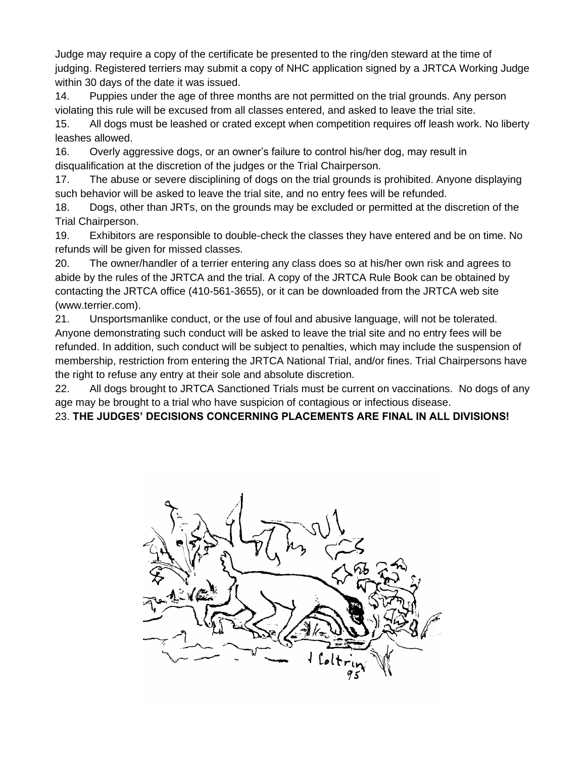Judge may require a copy of the certificate be presented to the ring/den steward at the time of judging. Registered terriers may submit a copy of NHC application signed by a JRTCA Working Judge within 30 days of the date it was issued.

14. Puppies under the age of three months are not permitted on the trial grounds. Any person violating this rule will be excused from all classes entered, and asked to leave the trial site.

15. All dogs must be leashed or crated except when competition requires off leash work. No liberty leashes allowed.

16. Overly aggressive dogs, or an owner's failure to control his/her dog, may result in disqualification at the discretion of the judges or the Trial Chairperson.

17. The abuse or severe disciplining of dogs on the trial grounds is prohibited. Anyone displaying such behavior will be asked to leave the trial site, and no entry fees will be refunded.

18. Dogs, other than JRTs, on the grounds may be excluded or permitted at the discretion of the Trial Chairperson.

19. Exhibitors are responsible to double-check the classes they have entered and be on time. No refunds will be given for missed classes.

20. The owner/handler of a terrier entering any class does so at his/her own risk and agrees to abide by the rules of the JRTCA and the trial. A copy of the JRTCA Rule Book can be obtained by contacting the JRTCA office (410-561-3655), or it can be downloaded from the JRTCA web site (www.terrier.com).

21. Unsportsmanlike conduct, or the use of foul and abusive language, will not be tolerated. Anyone demonstrating such conduct will be asked to leave the trial site and no entry fees will be refunded. In addition, such conduct will be subject to penalties, which may include the suspension of membership, restriction from entering the JRTCA National Trial, and/or fines. Trial Chairpersons have the right to refuse any entry at their sole and absolute discretion.

22. All dogs brought to JRTCA Sanctioned Trials must be current on vaccinations. No dogs of any age may be brought to a trial who have suspicion of contagious or infectious disease.

23. **THE JUDGES' DECISIONS CONCERNING PLACEMENTS ARE FINAL IN ALL DIVISIONS!**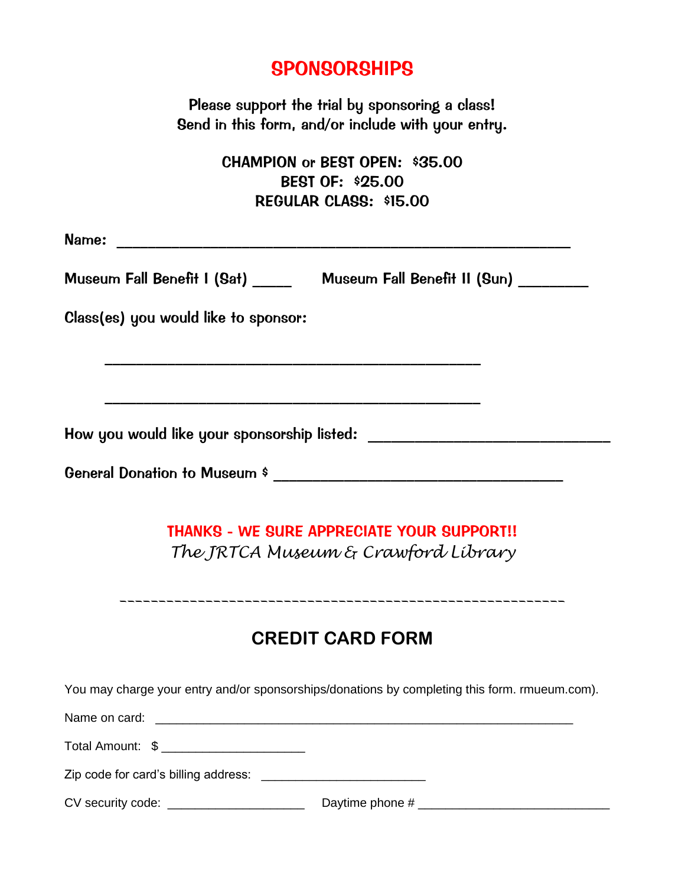# SPONSORSHIPS

**Please support the trial by sponsoring a class!**
**Send in this form, and/or include with your entry.**

**CHAMPION or BEST OPEN: $35.00**
**BEST OF: $25.00**
**REGULAR CLASS: $15.00**

**Name:** ________________________________________________________

**Museum Fall Benefit I (Sat)** _____ **Museum Fall Benefit II (Sun)** ________

**Class(es) you would like to sponsor:**

______________________________________________

______________________________________________

**How you would like your sponsorship listed:** ______________________________

**General Donation to Museum $** ____________________________________

**THANKS - WE SURE APPRECIATE YOUR SUPPORT!!**
*The JRTCA Museum & Crawford Library*

---

## CREDIT CARD FORM

You may charge your entry and/or sponsorships/donations by completing this form. rmueum.com).

Name on card: ____________________________________________________

Total Amount: $ ____________________

Zip code for card's billing address: _______________________

CV security code: ___________________ Daytime phone # ___________________________